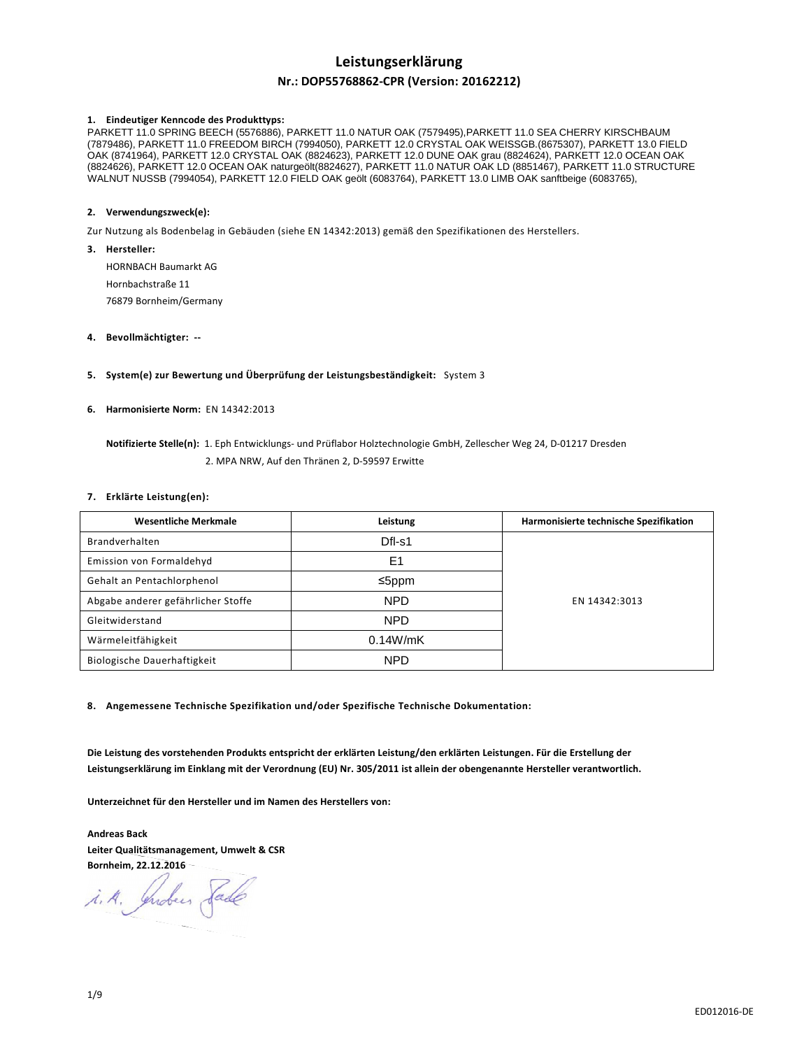# Leistungserklärung

## Nr.: DOP55768862-CPR (Version: 20162212)

**1. Eindeutiger Kenncode des Produkttyps:**

PARKETT 11.0 SPRING BEECH (5576886), PARKETT 11.0 NATUR OAK (7579495),PARKETT 11.0 SEA CHERRY KIRSCHBAUM (7879486), PARKETT 11.0 FREEDOM BIRCH (7994050), PARKETT 12.0 CRYSTAL OAK WEISSGB.(8675307), PARKETT 13.0 FIELD OAK (8741964), PARKETT 12.0 CRYSTAL OAK (8824623), PARKETT 12.0 DUNE OAK grau (8824624), PARKETT 12.0 OCEAN OAK (8824626), PARKETT 12.0 OCEAN OAK naturgeölt(8824627), PARKETT 11.0 NATUR OAK LD (8851467), PARKETT 11.0 STRUCTURE WALNUT NUSSB (7994054), PARKETT 12.0 FIELD OAK geölt (6083764), PARKETT 13.0 LIMB OAK sanftbeige (6083765),

**2. Verwendungszweck(e):**

Zur Nutzung als Bodenbelag in Gebäuden (siehe EN 14342:2013) gemäß den Spezifikationen des Herstellers.

**3. Hersteller:**

HORNBACH Baumarkt AG
Hornbachstraße 11
76879 Bornheim/Germany

**4. Bevollmächtigter:** --

**5. System(e) zur Bewertung und Überprüfung der Leistungsbeständigkeit:** System 3

**6. Harmonisierte Norm:** EN 14342:2013

**Notifizierte Stelle(n):** 1. Eph Entwicklungs- und Prüflabor Holztechnologie GmbH, Zellescher Weg 24, D-01217 Dresden
2. MPA NRW, Auf den Thränen 2, D-59597 Erwitte

**7. Erklärte Leistung(en):**

| Wesentliche Merkmale | Leistung | Harmonisierte technische Spezifikation |
|---|---|---|
| Brandverhalten | Dfl-s1 | EN 14342:3013 |
| Emission von Formaldehyd | E1 | |
| Gehalt an Pentachlorphenol | ≤5ppm | |
| Abgabe anderer gefährlicher Stoffe | NPD | |
| Gleitwiderstand | NPD | |
| Wärmeleitfähigkeit | 0.14W/mK | |
| Biologische Dauerhaftigkeit | NPD | |

**8. Angemessene Technische Spezifikation und/oder Spezifische Technische Dokumentation:**

**Die Leistung des vorstehenden Produkts entspricht der erklärten Leistung/den erklärten Leistungen. Für die Erstellung der Leistungserklärung im Einklang mit der Verordnung (EU) Nr. 305/2011 ist allein der obengenannte Hersteller verantwortlich.**

**Unterzeichnet für den Hersteller und im Namen des Herstellers von:**

**Andreas Back**
**Leiter Qualitätsmanagement, Umwelt & CSR**
**Bornheim, 22.12.2016**

i. A. Andreas Back

ED012016-DE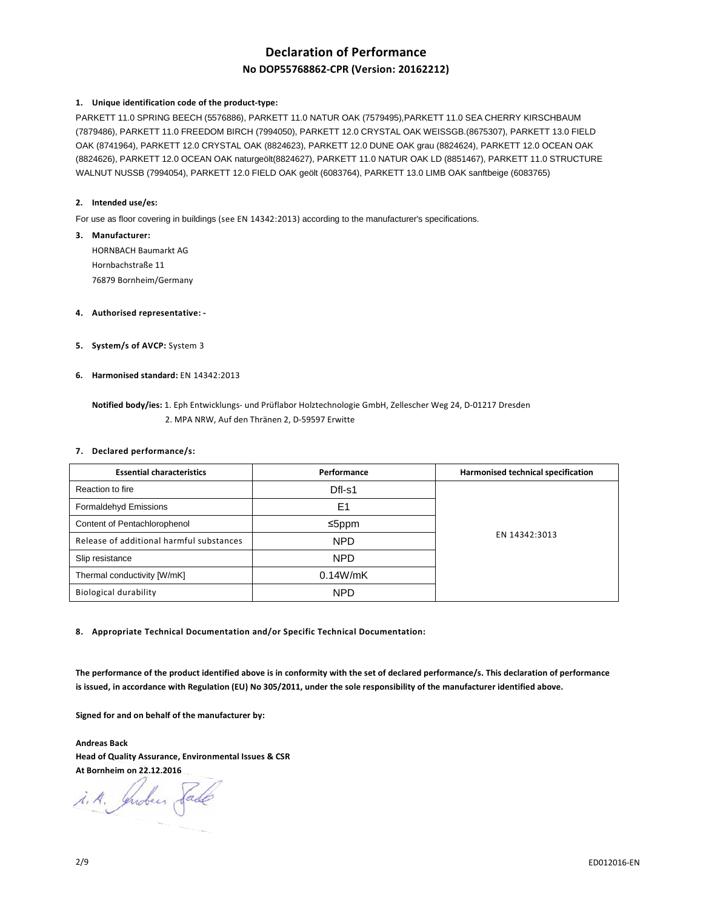# Declaration of Performance

## No DOP55768862-CPR (Version: 20162212)

**1. Unique identification code of the product-type:**

PARKETT 11.0 SPRING BEECH (5576886), PARKETT 11.0 NATUR OAK (7579495),PARKETT 11.0 SEA CHERRY KIRSCHBAUM (7879486), PARKETT 11.0 FREEDOM BIRCH (7994050), PARKETT 12.0 CRYSTAL OAK WEISSGB.(8675307), PARKETT 13.0 FIELD OAK (8741964), PARKETT 12.0 CRYSTAL OAK (8824623), PARKETT 12.0 DUNE OAK grau (8824624), PARKETT 12.0 OCEAN OAK (8824626), PARKETT 12.0 OCEAN OAK naturgeölt(8824627), PARKETT 11.0 NATUR OAK LD (8851467), PARKETT 11.0 STRUCTURE WALNUT NUSSB (7994054), PARKETT 12.0 FIELD OAK geölt (6083764), PARKETT 13.0 LIMB OAK sanftbeige (6083765)

**2. Intended use/es:**

For use as floor covering in buildings (see EN 14342:2013) according to the manufacturer's specifications.

**3. Manufacturer:**

HORNBACH Baumarkt AG
Hornbachstraße 11
76879 Bornheim/Germany

**4. Authorised representative: -**

**5. System/s of AVCP:** System 3

**6. Harmonised standard:** EN 14342:2013

**Notified body/ies:** 1. Eph Entwicklungs- und Prüflabor Holztechnologie GmbH, Zellescher Weg 24, D-01217 Dresden
2. MPA NRW, Auf den Thränen 2, D-59597 Erwitte

**7. Declared performance/s:**

| Essential characteristics | Performance | Harmonised technical specification |
|---|---|---|
| Reaction to fire | Dfl-s1 | EN 14342:3013 |
| Formaldehyd Emissions | E1 | |
| Content of Pentachlorophenol | ≤5ppm | |
| Release of additional harmful substances | NPD | |
| Slip resistance | NPD | |
| Thermal conductivity [W/mK] | 0.14W/mK | |
| Biological durability | NPD | |

**8. Appropriate Technical Documentation and/or Specific Technical Documentation:**

**The performance of the product identified above is in conformity with the set of declared performance/s. This declaration of performance is issued, in accordance with Regulation (EU) No 305/2011, under the sole responsibility of the manufacturer identified above.**

**Signed for and on behalf of the manufacturer by:**

**Andreas Back**
**Head of Quality Assurance, Environmental Issues & CSR**
**At Bornheim on 22.12.2016**

i. A. Andreas Back

ED012016-EN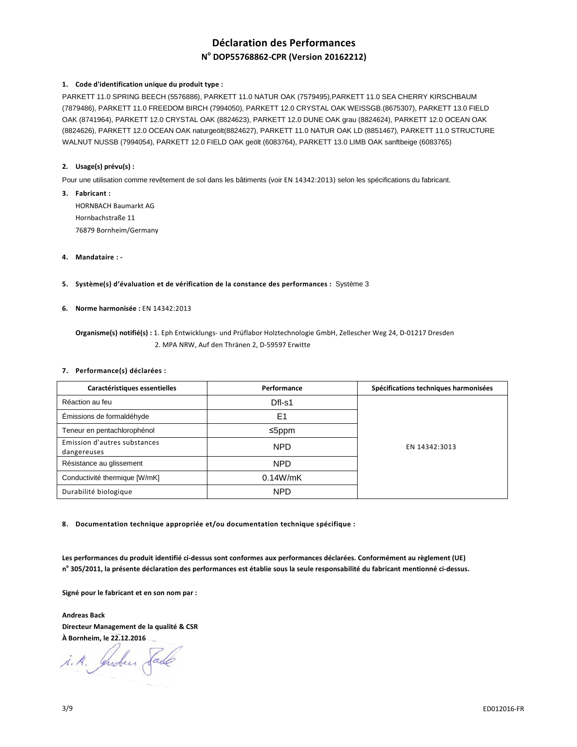# Déclaration des Performances

## N° DOP55768862-CPR (Version 20162212)

**1. Code d'identification unique du produit type :**

PARKETT 11.0 SPRING BEECH (5576886), PARKETT 11.0 NATUR OAK (7579495),PARKETT 11.0 SEA CHERRY KIRSCHBAUM (7879486), PARKETT 11.0 FREEDOM BIRCH (7994050), PARKETT 12.0 CRYSTAL OAK WEISSGB.(8675307), PARKETT 13.0 FIELD OAK (8741964), PARKETT 12.0 CRYSTAL OAK (8824623), PARKETT 12.0 DUNE OAK grau (8824624), PARKETT 12.0 OCEAN OAK (8824626), PARKETT 12.0 OCEAN OAK naturgeölt(8824627), PARKETT 11.0 NATUR OAK LD (8851467), PARKETT 11.0 STRUCTURE WALNUT NUSSB (7994054), PARKETT 12.0 FIELD OAK geölt (6083764), PARKETT 13.0 LIMB OAK sanftbeige (6083765)

**2. Usage(s) prévu(s) :**

Pour une utilisation comme revêtement de sol dans les bâtiments (voir EN 14342:2013) selon les spécifications du fabricant.

**3. Fabricant :**

HORNBACH Baumarkt AG
Hornbachstraße 11
76879 Bornheim/Germany

**4. Mandataire : -**

**5. Système(s) d'évaluation et de vérification de la constance des performances :** Système 3

**6. Norme harmonisée :** EN 14342:2013

**Organisme(s) notifié(s) :** 1. Eph Entwicklungs- und Prüflabor Holztechnologie GmbH, Zellescher Weg 24, D-01217 Dresden
2. MPA NRW, Auf den Thränen 2, D-59597 Erwitte

**7. Performance(s) déclarées :**

| Caractéristiques essentielles | Performance | Spécifications techniques harmonisées |
|---|---|---|
| Réaction au feu | Dfl-s1 | EN 14342:3013 |
| Émissions de formaldéhyde | E1 | |
| Teneur en pentachlorophénol | ≤5ppm | |
| Emission d'autres substances dangereuses | NPD | |
| Résistance au glissement | NPD | |
| Conductivité thermique [W/mK] | 0.14W/mK | |
| Durabilité biologique | NPD | |

**8. Documentation technique appropriée et/ou documentation technique spécifique :**

**Les performances du produit identifié ci-dessus sont conformes aux performances déclarées. Conformément au règlement (UE) n° 305/2011, la présente déclaration des performances est établie sous la seule responsabilité du fabricant mentionné ci-dessus.**

**Signé pour le fabricant et en son nom par :**

**Andreas Back**
**Directeur Management de la qualité & CSR**
**À Bornheim, le 22.12.2016**

i. A. Andreas Back

ED012016-FR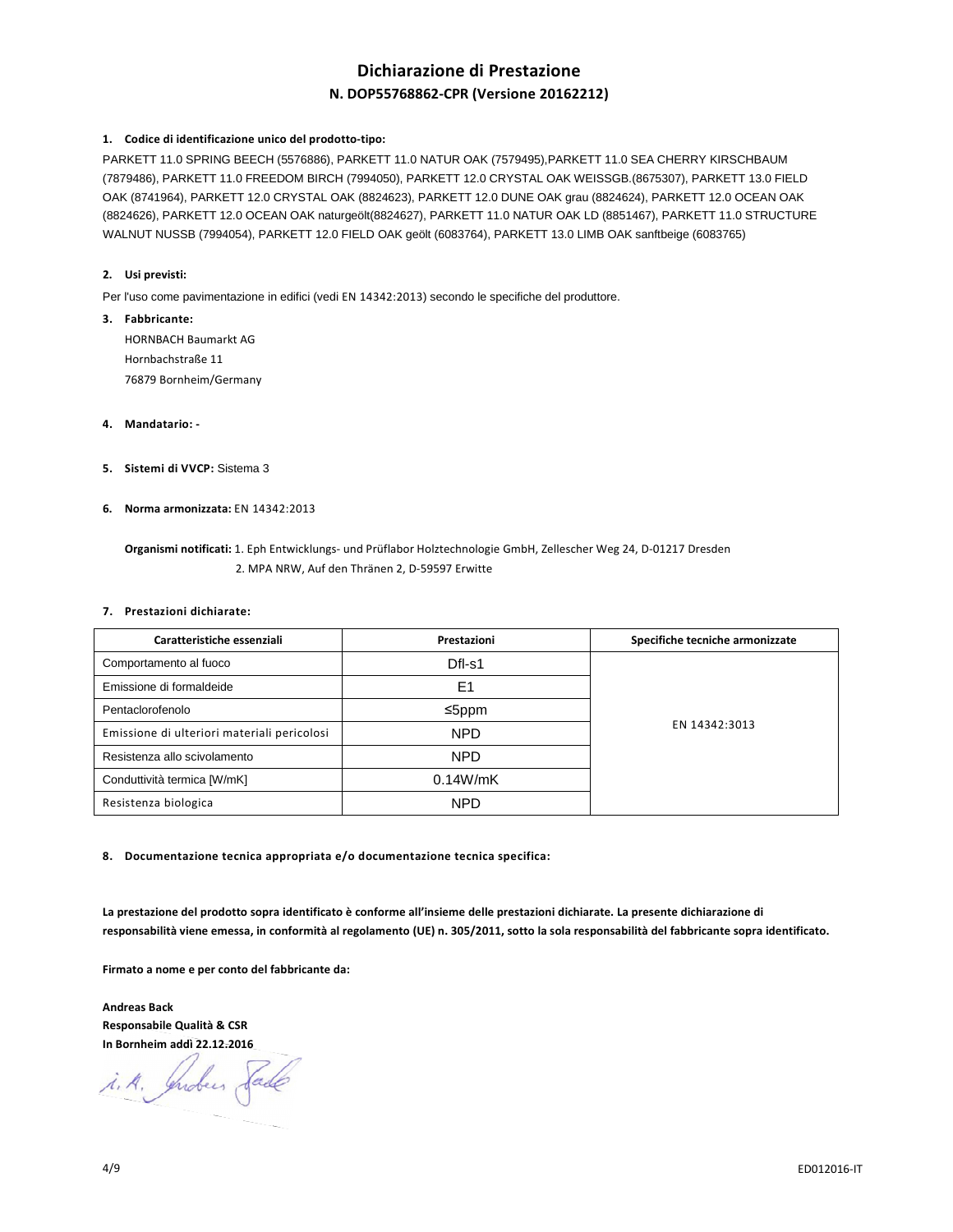# Dichiarazione di Prestazione

## N. DOP55768862-CPR (Versione 20162212)

**1. Codice di identificazione unico del prodotto-tipo:**

PARKETT 11.0 SPRING BEECH (5576886), PARKETT 11.0 NATUR OAK (7579495),PARKETT 11.0 SEA CHERRY KIRSCHBAUM (7879486), PARKETT 11.0 FREEDOM BIRCH (7994050), PARKETT 12.0 CRYSTAL OAK WEISSGB.(8675307), PARKETT 13.0 FIELD OAK (8741964), PARKETT 12.0 CRYSTAL OAK (8824623), PARKETT 12.0 DUNE OAK grau (8824624), PARKETT 12.0 OCEAN OAK (8824626), PARKETT 12.0 OCEAN OAK naturgeölt(8824627), PARKETT 11.0 NATUR OAK LD (8851467), PARKETT 11.0 STRUCTURE WALNUT NUSSB (7994054), PARKETT 12.0 FIELD OAK geölt (6083764), PARKETT 13.0 LIMB OAK sanftbeige (6083765)

**2. Usi previsti:**

Per l'uso come pavimentazione in edifici (vedi EN 14342:2013) secondo le specifiche del produttore.

**3. Fabbricante:**

HORNBACH Baumarkt AG
Hornbachstraße 11
76879 Bornheim/Germany

**4. Mandatario:** -

**5. Sistemi di VVCP:** Sistema 3

**6. Norma armonizzata:** EN 14342:2013

**Organismi notificati:** 1. Eph Entwicklungs- und Prüflabor Holztechnologie GmbH, Zellescher Weg 24, D-01217 Dresden
2. MPA NRW, Auf den Thränen 2, D-59597 Erwitte

**7. Prestazioni dichiarate:**

| Caratteristiche essenziali | Prestazioni | Specifiche tecniche armonizzate |
|---|---|---|
| Comportamento al fuoco | Dfl-s1 | EN 14342:3013 |
| Emissione di formaldeide | E1 | |
| Pentaclorofenolo | ≤5ppm | |
| Emissione di ulteriori materiali pericolosi | NPD | |
| Resistenza allo scivolamento | NPD | |
| Conduttività termica [W/mK] | 0.14W/mK | |
| Resistenza biologica | NPD | |

**8. Documentazione tecnica appropriata e/o documentazione tecnica specifica:**

**La prestazione del prodotto sopra identificato è conforme all'insieme delle prestazioni dichiarate. La presente dichiarazione di responsabilità viene emessa, in conformità al regolamento (UE) n. 305/2011, sotto la sola responsabilità del fabbricante sopra identificato.**

**Firmato a nome e per conto del fabbricante da:**

**Andreas Back**
**Responsabile Qualità & CSR**
**In Bornheim addì 22.12.2016**

i. A. Andreas Back

ED012016-IT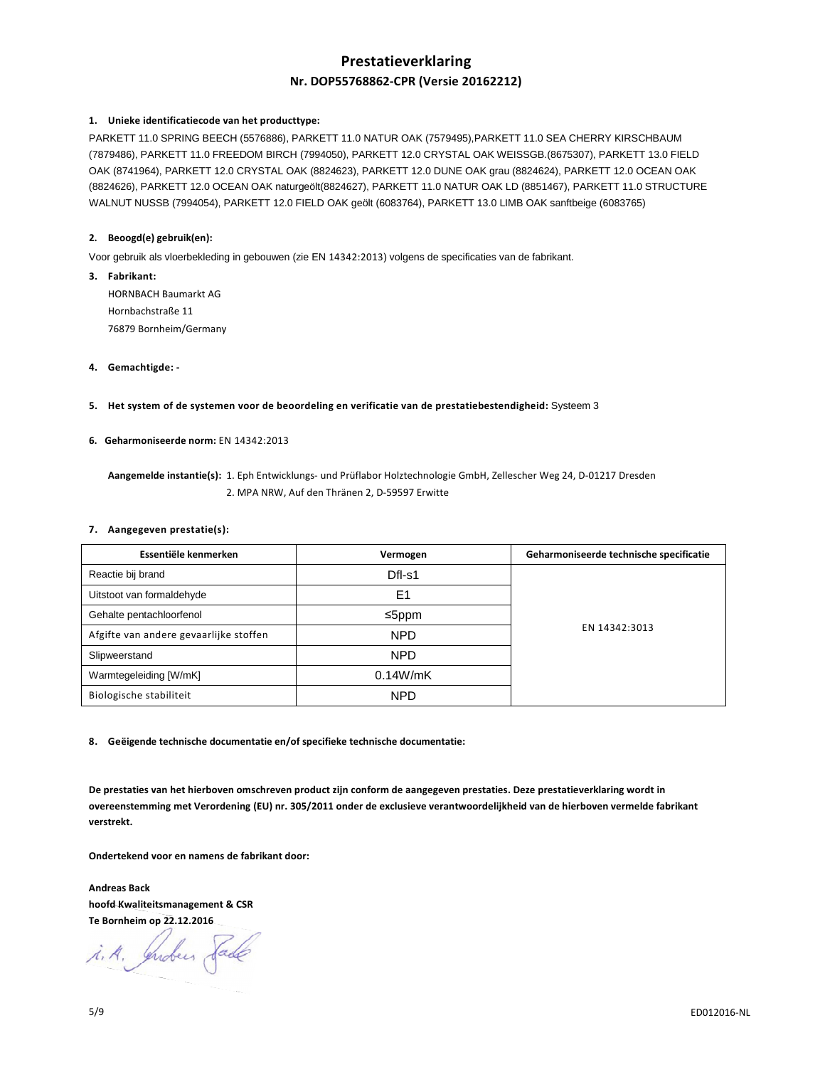# Prestatieverklaring

## Nr. DOP55768862-CPR (Versie 20162212)

**1. Unieke identificatiecode van het producttype:**

PARKETT 11.0 SPRING BEECH (5576886), PARKETT 11.0 NATUR OAK (7579495),PARKETT 11.0 SEA CHERRY KIRSCHBAUM (7879486), PARKETT 11.0 FREEDOM BIRCH (7994050), PARKETT 12.0 CRYSTAL OAK WEISSGB.(8675307), PARKETT 13.0 FIELD OAK (8741964), PARKETT 12.0 CRYSTAL OAK (8824623), PARKETT 12.0 DUNE OAK grau (8824624), PARKETT 12.0 OCEAN OAK (8824626), PARKETT 12.0 OCEAN OAK naturgeölt(8824627), PARKETT 11.0 NATUR OAK LD (8851467), PARKETT 11.0 STRUCTURE WALNUT NUSSB (7994054), PARKETT 12.0 FIELD OAK geölt (6083764), PARKETT 13.0 LIMB OAK sanftbeige (6083765)

**2. Beoogd(e) gebruik(en):**

Voor gebruik als vloerbekleding in gebouwen (zie EN 14342:2013) volgens de specificaties van de fabrikant.

**3. Fabrikant:**

HORNBACH Baumarkt AG
Hornbachstraße 11
76879 Bornheim/Germany

**4. Gemachtigde: -**

**5. Het system of de systemen voor de beoordeling en verificatie van de prestatiebestendigheid:** Systeem 3

**6. Geharmoniseerde norm:** EN 14342:2013

**Aangemelde instantie(s):** 1. Eph Entwicklungs- und Prüflabor Holztechnologie GmbH, Zellescher Weg 24, D-01217 Dresden
2. MPA NRW, Auf den Thränen 2, D-59597 Erwitte

**7. Aangegeven prestatie(s):**

| Essentiële kenmerken | Vermogen | Geharmoniseerde technische specificatie |
|---|---|---|
| Reactie bij brand | Dfl-s1 | EN 14342:3013 |
| Uitstoot van formaldehyde | E1 | |
| Gehalte pentachloorfenol | ≤5ppm | |
| Afgifte van andere gevaarlijke stoffen | NPD | |
| Slipweerstand | NPD | |
| Warmtegeleiding [W/mK] | 0.14W/mK | |
| Biologische stabiliteit | NPD | |

**8. Geëigende technische documentatie en/of specifieke technische documentatie:**

**De prestaties van het hierboven omschreven product zijn conform de aangegeven prestaties. Deze prestatieverklaring wordt in overeenstemming met Verordening (EU) nr. 305/2011 onder de exclusieve verantwoordelijkheid van de hierboven vermelde fabrikant verstrekt.**

**Ondertekend voor en namens de fabrikant door:**

**Andreas Back**
**hoofd Kwaliteitsmanagement & CSR**
**Te Bornheim op 22.12.2016**

i. A. Andreas Back

ED012016-NL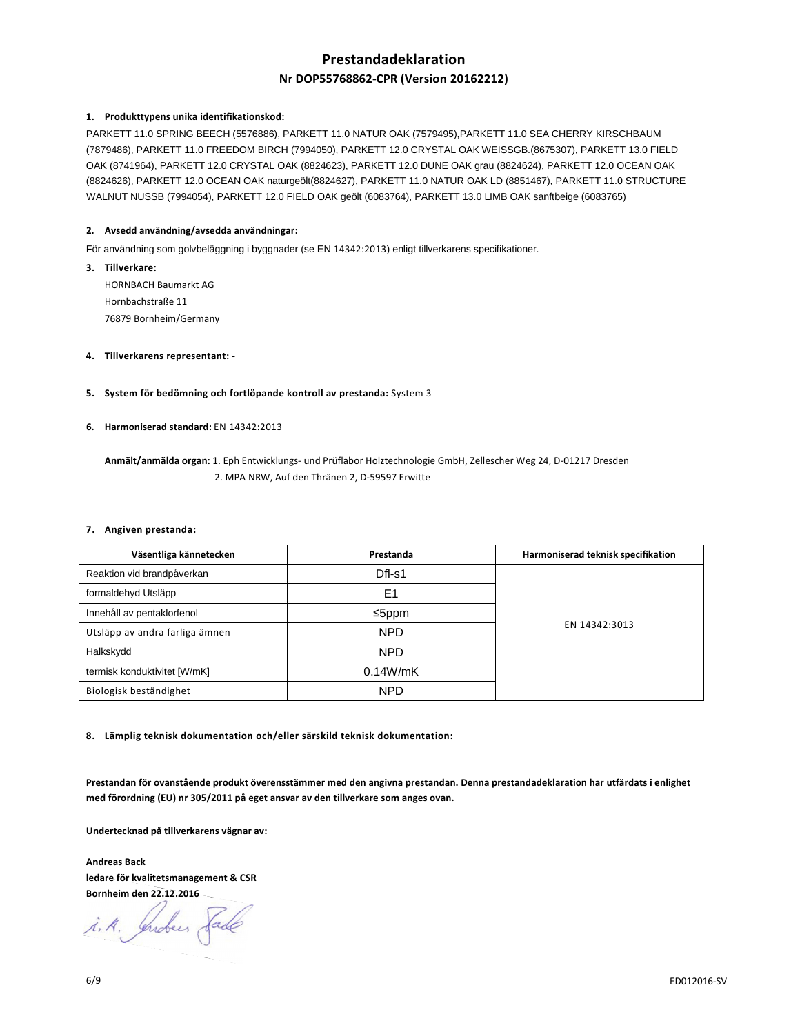# Prestandadeklaration

## Nr DOP55768862-CPR (Version 20162212)

**1. Produkttypens unika identifikationskod:**

PARKETT 11.0 SPRING BEECH (5576886), PARKETT 11.0 NATUR OAK (7579495),PARKETT 11.0 SEA CHERRY KIRSCHBAUM (7879486), PARKETT 11.0 FREEDOM BIRCH (7994050), PARKETT 12.0 CRYSTAL OAK WEISSGB.(8675307), PARKETT 13.0 FIELD OAK (8741964), PARKETT 12.0 CRYSTAL OAK (8824623), PARKETT 12.0 DUNE OAK grau (8824624), PARKETT 12.0 OCEAN OAK (8824626), PARKETT 12.0 OCEAN OAK naturgeölt(8824627), PARKETT 11.0 NATUR OAK LD (8851467), PARKETT 11.0 STRUCTURE WALNUT NUSSB (7994054), PARKETT 12.0 FIELD OAK geölt (6083764), PARKETT 13.0 LIMB OAK sanftbeige (6083765)

**2. Avsedd användning/avsedda användningar:**

För användning som golvbeläggning i byggnader (se EN 14342:2013) enligt tillverkarens specifikationer.

**3. Tillverkare:**

HORNBACH Baumarkt AG
Hornbachstraße 11
76879 Bornheim/Germany

**4. Tillverkarens representant: -**

**5. System för bedömning och fortlöpande kontroll av prestanda:** System 3

**6. Harmoniserad standard:** EN 14342:2013

**Anmält/anmälda organ:** 1. Eph Entwicklungs- und Prüflabor Holztechnologie GmbH, Zellescher Weg 24, D-01217 Dresden
2. MPA NRW, Auf den Thränen 2, D-59597 Erwitte

**7. Angiven prestanda:**

| Väsentliga kännetecken | Prestanda | Harmoniserad teknisk specifikation |
|---|---|---|
| Reaktion vid brandpåverkan | Dfl-s1 | EN 14342:3013 |
| formaldehyd Utsläpp | E1 | |
| Innehåll av pentaklorfenol | ≤5ppm | |
| Utsläpp av andra farliga ämnen | NPD | |
| Halkskydd | NPD | |
| termisk konduktivitet [W/mK] | 0.14W/mK | |
| Biologisk beständighet | NPD | |

**8. Lämplig teknisk dokumentation och/eller särskild teknisk dokumentation:**

**Prestandan för ovanstående produkt överensstämmer med den angivna prestandan. Denna prestandadeklaration har utfärdats i enlighet med förordning (EU) nr 305/2011 på eget ansvar av den tillverkare som anges ovan.**

**Undertecknad på tillverkarens vägnar av:**

**Andreas Back**
**ledare för kvalitetsmanagement & CSR**
**Bornheim den 22.12.2016**

i. A. Andreas Back

ED012016-SV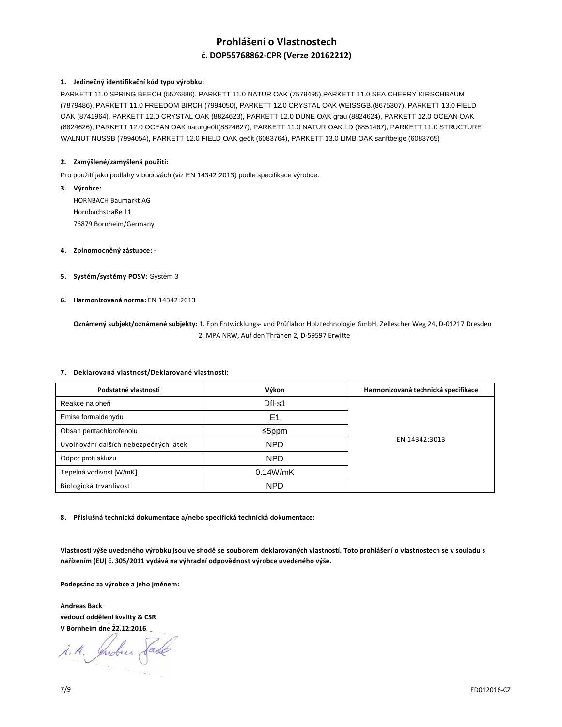# Prohlášení o Vlastnostech

## č. DOP55768862-CPR (Verze 20162212)

**1. Jedinečný identifikační kód typu výrobku:**

PARKETT 11.0 SPRING BEECH (5576886), PARKETT 11.0 NATUR OAK (7579495),PARKETT 11.0 SEA CHERRY KIRSCHBAUM (7879486), PARKETT 11.0 FREEDOM BIRCH (7994050), PARKETT 12.0 CRYSTAL OAK WEISSGB.(8675307), PARKETT 13.0 FIELD OAK (8741964), PARKETT 12.0 CRYSTAL OAK (8824623), PARKETT 12.0 DUNE OAK grau (8824624), PARKETT 12.0 OCEAN OAK (8824626), PARKETT 12.0 OCEAN OAK naturgeölt(8824627), PARKETT 11.0 NATUR OAK LD (8851467), PARKETT 11.0 STRUCTURE WALNUT NUSSB (7994054), PARKETT 12.0 FIELD OAK geölt (6083764), PARKETT 13.0 LIMB OAK sanftbeige (6083765)

**2. Zamýšlené/zamýšlená použití:**

Pro použití jako podlahy v budovách (viz EN 14342:2013) podle specifikace výrobce.

**3. Výrobce:**

HORNBACH Baumarkt AG
Hornbachstraße 11
76879 Bornheim/Germany

**4. Zplnomocněný zástupce: -**

**5. Systém/systémy POSV:** Systém 3

**6. Harmonizovaná norma:** EN 14342:2013

**Oznámený subjekt/oznámené subjekty:** 1. Eph Entwicklungs- und Prüflabor Holztechnologie GmbH, Zellescher Weg 24, D-01217 Dresden
2. MPA NRW, Auf den Thränen 2, D-59597 Erwitte

**7. Deklarovaná vlastnost/Deklarované vlastnosti:**

| Podstatné vlastnosti | Výkon | Harmonizovaná technická specifikace |
|---|---|---|
| Reakce na oheň | Dfl-s1 | EN 14342:3013 |
| Emise formaldehydu | E1 | |
| Obsah pentachlorofenolu | ≤5ppm | |
| Uvolňování dalších nebezpečných látek | NPD | |
| Odpor proti skluzu | NPD | |
| Tepelná vodivost [W/mK] | 0.14W/mK | |
| Biologická trvanlivost | NPD | |

**8. Příslušná technická dokumentace a/nebo specifická technická dokumentace:**

**Vlastnosti výše uvedeného výrobku jsou ve shodě se souborem deklarovaných vlastností. Toto prohlášení o vlastnostech se v souladu s nařízením (EU) č. 305/2011 vydává na výhradní odpovědnost výrobce uvedeného výše.**

**Podepsáno za výrobce a jeho jménem:**

**Andreas Back**
**vedoucí oddělení kvality & CSR**
**V Bornheim dne 22.12.2016**

i. A. Andreas Back

ED012016-CZ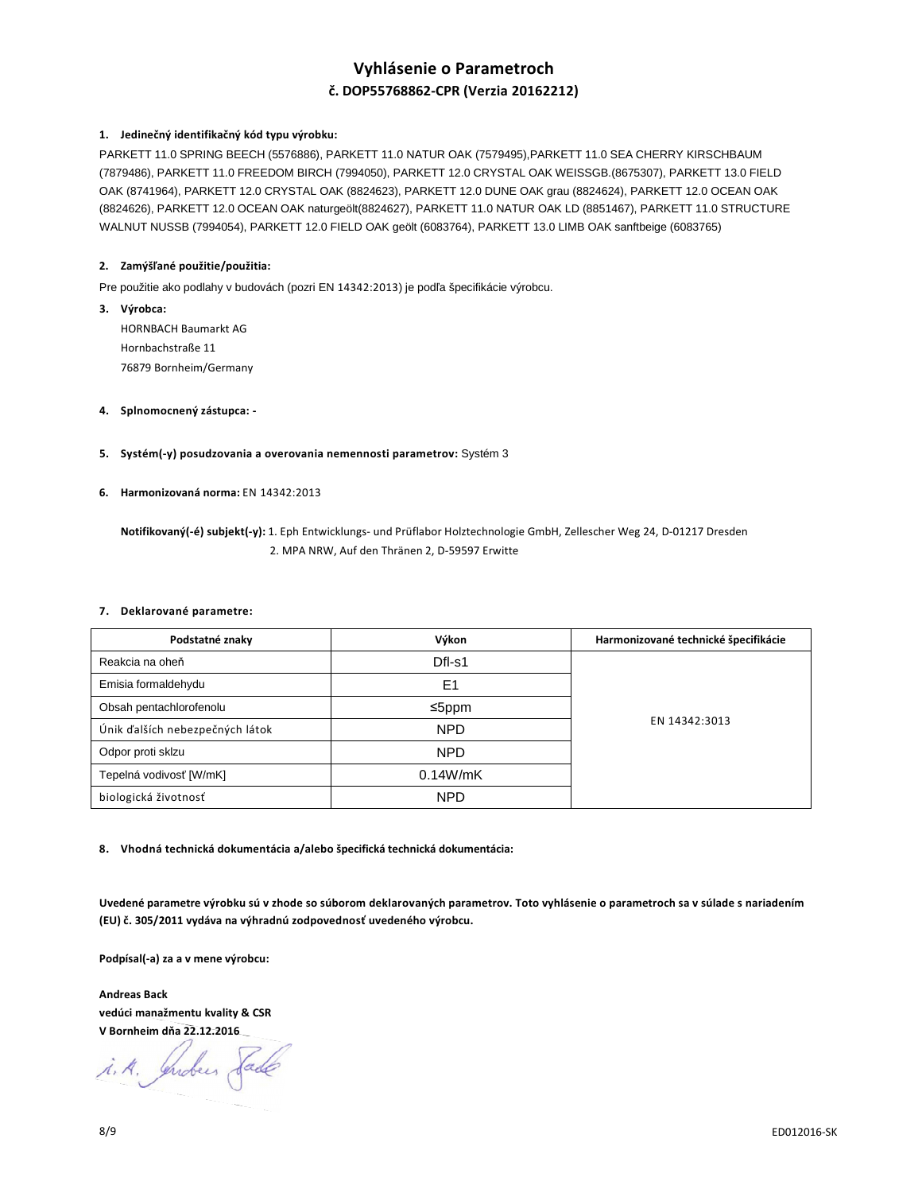# Vyhlásenie o Parametroch

## č. DOP55768862-CPR (Verzia 20162212)

**1. Jedinečný identifikačný kód typu výrobku:**

PARKETT 11.0 SPRING BEECH (5576886), PARKETT 11.0 NATUR OAK (7579495),PARKETT 11.0 SEA CHERRY KIRSCHBAUM (7879486), PARKETT 11.0 FREEDOM BIRCH (7994050), PARKETT 12.0 CRYSTAL OAK WEISSGB.(8675307), PARKETT 13.0 FIELD OAK (8741964), PARKETT 12.0 CRYSTAL OAK (8824623), PARKETT 12.0 DUNE OAK grau (8824624), PARKETT 12.0 OCEAN OAK (8824626), PARKETT 12.0 OCEAN OAK naturgeölt(8824627), PARKETT 11.0 NATUR OAK LD (8851467), PARKETT 11.0 STRUCTURE WALNUT NUSSB (7994054), PARKETT 12.0 FIELD OAK geölt (6083764), PARKETT 13.0 LIMB OAK sanftbeige (6083765)

**2. Zamýšľané použitie/použitia:**

Pre použitie ako podlahy v budovách (pozri EN 14342:2013) je podľa špecifikácie výrobcu.

**3. Výrobca:**

HORNBACH Baumarkt AG
Hornbachstraße 11
76879 Bornheim/Germany

**4. Splnomocnený zástupca: -**

**5. Systém(-y) posudzovania a overovania nemennosti parametrov:** Systém 3

**6. Harmonizovaná norma:** EN 14342:2013

**Notifikovaný(-é) subjekt(-y):** 1. Eph Entwicklungs- und Prüflabor Holztechnologie GmbH, Zellescher Weg 24, D-01217 Dresden
2. MPA NRW, Auf den Thränen 2, D-59597 Erwitte

**7. Deklarované parametre:**

| Podstatné znaky | Výkon | Harmonizované technické špecifikácie |
|---|---|---|
| Reakcia na oheň | Dfl-s1 | EN 14342:3013 |
| Emisia formaldehydu | E1 | |
| Obsah pentachlorofenolu | ≤5ppm | |
| Únik ďalších nebezpečných látok | NPD | |
| Odpor proti sklzu | NPD | |
| Tepelná vodivosť [W/mK] | 0.14W/mK | |
| biologická životnosť | NPD | |

**8. Vhodná technická dokumentácia a/alebo špecifická technická dokumentácia:**

**Uvedené parametre výrobku sú v zhode so súborom deklarovaných parametrov. Toto vyhlásenie o parametroch sa v súlade s nariadením (EU) č. 305/2011 vydáva na výhradnú zodpovednosť uvedeného výrobcu.**

**Podpísal(-a) za a v mene výrobcu:**

**Andreas Back**
**vedúci manažmentu kvality & CSR**
**V Bornheim dňa 22.12.2016**

i. A. Andreas Back

ED012016-SK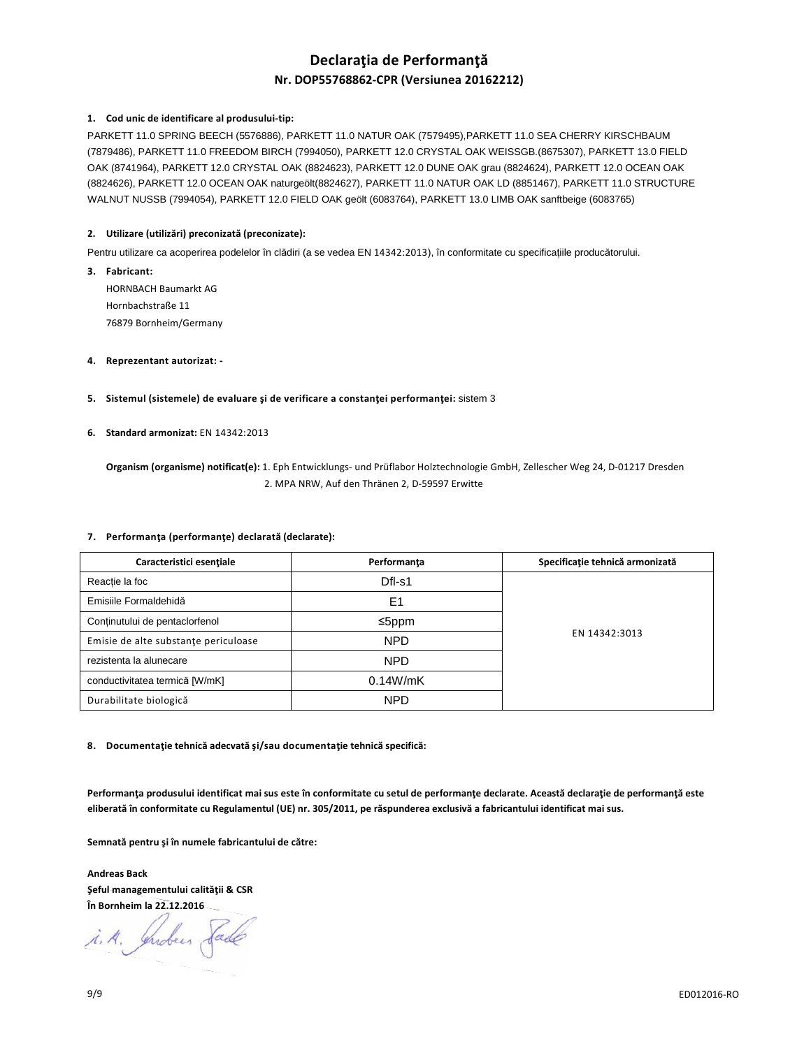# Declaraţia de Performanţă

## Nr. DOP55768862-CPR (Versiunea 20162212)

**1. Cod unic de identificare al produsului-tip:**

PARKETT 11.0 SPRING BEECH (5576886), PARKETT 11.0 NATUR OAK (7579495),PARKETT 11.0 SEA CHERRY KIRSCHBAUM (7879486), PARKETT 11.0 FREEDOM BIRCH (7994050), PARKETT 12.0 CRYSTAL OAK WEISSGB.(8675307), PARKETT 13.0 FIELD OAK (8741964), PARKETT 12.0 CRYSTAL OAK (8824623), PARKETT 12.0 DUNE OAK grau (8824624), PARKETT 12.0 OCEAN OAK (8824626), PARKETT 12.0 OCEAN OAK naturgeölt(8824627), PARKETT 11.0 NATUR OAK LD (8851467), PARKETT 11.0 STRUCTURE WALNUT NUSSB (7994054), PARKETT 12.0 FIELD OAK geölt (6083764), PARKETT 13.0 LIMB OAK sanftbeige (6083765)

**2. Utilizare (utilizări) preconizată (preconizate):**

Pentru utilizare ca acoperirea podelelor în clădiri (a se vedea EN 14342:2013), în conformitate cu specificațiile producătorului.

**3. Fabricant:**

HORNBACH Baumarkt AG
Hornbachstraße 11
76879 Bornheim/Germany

**4. Reprezentant autorizat: -**

**5. Sistemul (sistemele) de evaluare şi de verificare a constanţei performanţei:** sistem 3

**6. Standard armonizat:** EN 14342:2013

**Organism (organisme) notificat(e):** 1. Eph Entwicklungs- und Prüflabor Holztechnologie GmbH, Zellescher Weg 24, D-01217 Dresden
2. MPA NRW, Auf den Thränen 2, D-59597 Erwitte

**7. Performanţa (performanţe) declarată (declarate):**

| Caracteristici esenţiale | Performanţa | Specificaţie tehnică armonizată |
|---|---|---|
| Reacție la foc | Dfl-s1 | EN 14342:3013 |
| Emisiile Formaldehidă | E1 | |
| Conținutului de pentaclorfenol | ≤5ppm | |
| Emisie de alte substanţe periculoase | NPD | |
| rezistenta la alunecare | NPD | |
| conductivitatea termică [W/mK] | 0.14W/mK | |
| Durabilitate biologică | NPD | |

**8. Documentaţie tehnică adecvată şi/sau documentaţie tehnică specifică:**

**Performanţa produsului identificat mai sus este în conformitate cu setul de performanţe declarate. Această declaraţie de performanţă este eliberată în conformitate cu Regulamentul (UE) nr. 305/2011, pe răspunderea exclusivă a fabricantului identificat mai sus.**

**Semnată pentru şi în numele fabricantului de către:**

**Andreas Back**
**Şeful managementului calităţii & CSR**
**În Bornheim la 22.12.2016**

i. A. Andreas Back

ED012016-RO